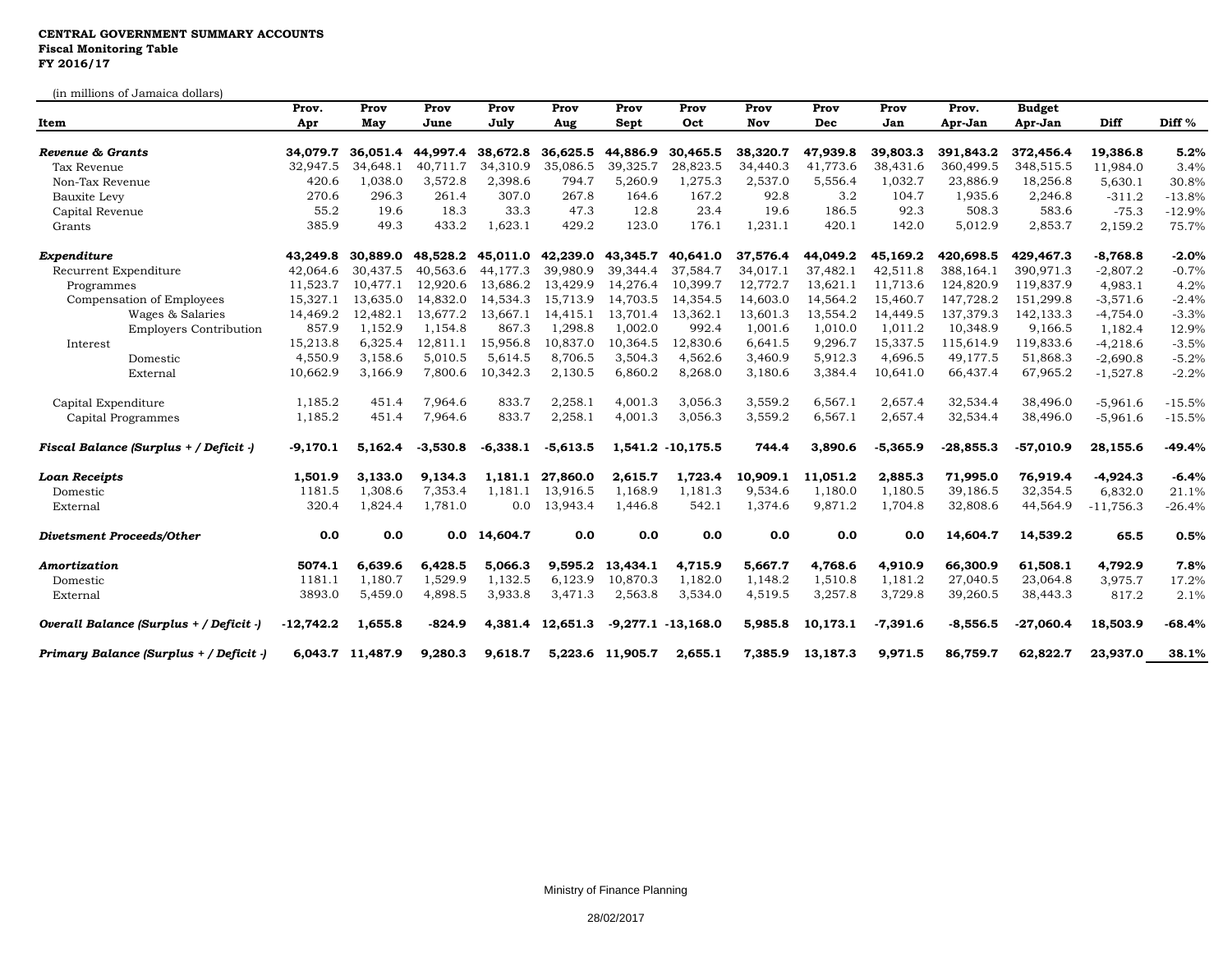**CENTRAL GOVERNMENT SUMMARY ACCOUNTS**
**Fiscal Monitoring Table**
**FY 2016/17**

(in millions of Jamaica dollars)

| Item | Prov. Apr | Prov May | Prov June | Prov July | Prov Aug | Prov Sept | Prov Oct | Prov Nov | Prov Dec | Prov Jan | Prov. Apr-Jan | Budget Apr-Jan | Diff | Diff % |
|---|---|---|---|---|---|---|---|---|---|---|---|---|---|---|
| ***Revenue & Grants*** | **34,079.7** | **36,051.4** | **44,997.4** | **38,672.8** | **36,625.5** | **44,886.9** | **30,465.5** | **38,320.7** | **47,939.8** | **39,803.3** | **391,843.2** | **372,456.4** | **19,386.8** | **5.2%** |
| Tax Revenue | 32,947.5 | 34,648.1 | 40,711.7 | 34,310.9 | 35,086.5 | 39,325.7 | 28,823.5 | 34,440.3 | 41,773.6 | 38,431.6 | 360,499.5 | 348,515.5 | 11,984.0 | 3.4% |
| Non-Tax Revenue | 420.6 | 1,038.0 | 3,572.8 | 2,398.6 | 794.7 | 5,260.9 | 1,275.3 | 2,537.0 | 5,556.4 | 1,032.7 | 23,886.9 | 18,256.8 | 5,630.1 | 30.8% |
| Bauxite Levy | 270.6 | 296.3 | 261.4 | 307.0 | 267.8 | 164.6 | 167.2 | 92.8 | 3.2 | 104.7 | 1,935.6 | 2,246.8 | -311.2 | -13.8% |
| Capital Revenue | 55.2 | 19.6 | 18.3 | 33.3 | 47.3 | 12.8 | 23.4 | 19.6 | 186.5 | 92.3 | 508.3 | 583.6 | -75.3 | -12.9% |
| Grants | 385.9 | 49.3 | 433.2 | 1,623.1 | 429.2 | 123.0 | 176.1 | 1,231.1 | 420.1 | 142.0 | 5,012.9 | 2,853.7 | 2,159.2 | 75.7% |
| ***Expenditure*** | **43,249.8** | **30,889.0** | **48,528.2** | **45,011.0** | **42,239.0** | **43,345.7** | **40,641.0** | **37,576.4** | **44,049.2** | **45,169.2** | **420,698.5** | **429,467.3** | **-8,768.8** | **-2.0%** |
| Recurrent Expenditure | 42,064.6 | 30,437.5 | 40,563.6 | 44,177.3 | 39,980.9 | 39,344.4 | 37,584.7 | 34,017.1 | 37,482.1 | 42,511.8 | 388,164.1 | 390,971.3 | -2,807.2 | -0.7% |
| Programmes | 11,523.7 | 10,477.1 | 12,920.6 | 13,686.2 | 13,429.9 | 14,276.4 | 10,399.7 | 12,772.7 | 13,621.1 | 11,713.6 | 124,820.9 | 119,837.9 | 4,983.1 | 4.2% |
| Compensation of Employees | 15,327.1 | 13,635.0 | 14,832.0 | 14,534.3 | 15,713.9 | 14,703.5 | 14,354.5 | 14,603.0 | 14,564.2 | 15,460.7 | 147,728.2 | 151,299.8 | -3,571.6 | -2.4% |
| Wages & Salaries | 14,469.2 | 12,482.1 | 13,677.2 | 13,667.1 | 14,415.1 | 13,701.4 | 13,362.1 | 13,601.3 | 13,554.2 | 14,449.5 | 137,379.3 | 142,133.3 | -4,754.0 | -3.3% |
| Employers Contribution | 857.9 | 1,152.9 | 1,154.8 | 867.3 | 1,298.8 | 1,002.0 | 992.4 | 1,001.6 | 1,010.0 | 1,011.2 | 10,348.9 | 9,166.5 | 1,182.4 | 12.9% |
| Interest | 15,213.8 | 6,325.4 | 12,811.1 | 15,956.8 | 10,837.0 | 10,364.5 | 12,830.6 | 6,641.5 | 9,296.7 | 15,337.5 | 115,614.9 | 119,833.6 | -4,218.6 | -3.5% |
| Domestic | 4,550.9 | 3,158.6 | 5,010.5 | 5,614.5 | 8,706.5 | 3,504.3 | 4,562.6 | 3,460.9 | 5,912.3 | 4,696.5 | 49,177.5 | 51,868.3 | -2,690.8 | -5.2% |
| External | 10,662.9 | 3,166.9 | 7,800.6 | 10,342.3 | 2,130.5 | 6,860.2 | 8,268.0 | 3,180.6 | 3,384.4 | 10,641.0 | 66,437.4 | 67,965.2 | -1,527.8 | -2.2% |
| Capital Expenditure | 1,185.2 | 451.4 | 7,964.6 | 833.7 | 2,258.1 | 4,001.3 | 3,056.3 | 3,559.2 | 6,567.1 | 2,657.4 | 32,534.4 | 38,496.0 | -5,961.6 | -15.5% |
| Capital Programmes | 1,185.2 | 451.4 | 7,964.6 | 833.7 | 2,258.1 | 4,001.3 | 3,056.3 | 3,559.2 | 6,567.1 | 2,657.4 | 32,534.4 | 38,496.0 | -5,961.6 | -15.5% |
| ***Fiscal Balance (Surplus + / Deficit -)*** | **-9,170.1** | **5,162.4** | **-3,530.8** | **-6,338.1** | **-5,613.5** | **1,541.2** | **-10,175.5** | **744.4** | **3,890.6** | **-5,365.9** | **-28,855.3** | **-57,010.9** | **28,155.6** | **-49.4%** |
| ***Loan Receipts*** | **1,501.9** | **3,133.0** | **9,134.3** | **1,181.1** | **27,860.0** | **2,615.7** | **1,723.4** | **10,909.1** | **11,051.2** | **2,885.3** | **71,995.0** | **76,919.4** | **-4,924.3** | **-6.4%** |
| Domestic | 1181.5 | 1,308.6 | 7,353.4 | 1,181.1 | 13,916.5 | 1,168.9 | 1,181.3 | 9,534.6 | 1,180.0 | 1,180.5 | 39,186.5 | 32,354.5 | 6,832.0 | 21.1% |
| External | 320.4 | 1,824.4 | 1,781.0 | 0.0 | 13,943.4 | 1,446.8 | 542.1 | 1,374.6 | 9,871.2 | 1,704.8 | 32,808.6 | 44,564.9 | -11,756.3 | -26.4% |
| ***Divetsment Proceeds/Other*** | **0.0** | **0.0** | **0.0** | **14,604.7** | **0.0** | **0.0** | **0.0** | **0.0** | **0.0** | **0.0** | **14,604.7** | **14,539.2** | **65.5** | **0.5%** |
| ***Amortization*** | **5074.1** | **6,639.6** | **6,428.5** | **5,066.3** | **9,595.2** | **13,434.1** | **4,715.9** | **5,667.7** | **4,768.6** | **4,910.9** | **66,300.9** | **61,508.1** | **4,792.9** | **7.8%** |
| Domestic | 1181.1 | 1,180.7 | 1,529.9 | 1,132.5 | 6,123.9 | 10,870.3 | 1,182.0 | 1,148.2 | 1,510.8 | 1,181.2 | 27,040.5 | 23,064.8 | 3,975.7 | 17.2% |
| External | 3893.0 | 5,459.0 | 4,898.5 | 3,933.8 | 3,471.3 | 2,563.8 | 3,534.0 | 4,519.5 | 3,257.8 | 3,729.8 | 39,260.5 | 38,443.3 | 817.2 | 2.1% |
| ***Overall Balance (Surplus + / Deficit -)*** | **-12,742.2** | **1,655.8** | **-824.9** | **4,381.4** | **12,651.3** | **-9,277.1** | **-13,168.0** | **5,985.8** | **10,173.1** | **-7,391.6** | **-8,556.5** | **-27,060.4** | **18,503.9** | **-68.4%** |
| ***Primary Balance (Surplus + / Deficit -)*** | **6,043.7** | **11,487.9** | **9,280.3** | **9,618.7** | **5,223.6** | **11,905.7** | **2,655.1** | **7,385.9** | **13,187.3** | **9,971.5** | **86,759.7** | **62,822.7** | **23,937.0** | **38.1%** |

Ministry of Finance Planning

28/02/2017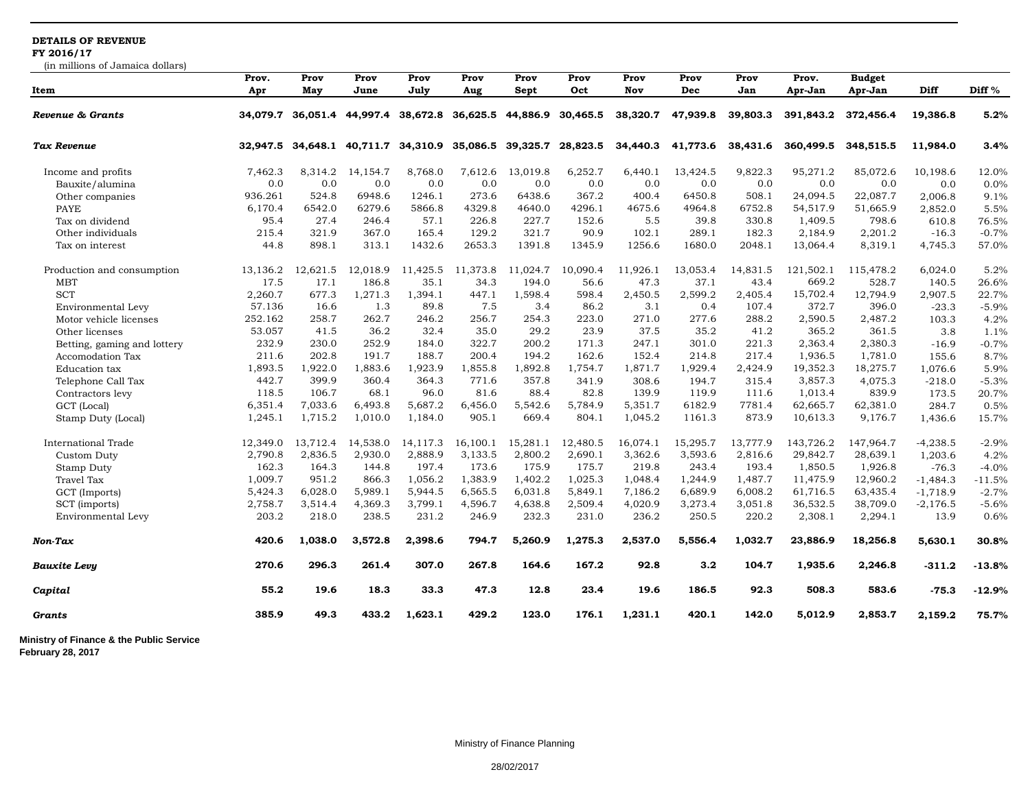**DETAILS OF REVENUE**
**FY 2016/17**
(in millions of Jamaica dollars)

| Item | Prov. Apr | Prov May | Prov June | Prov July | Prov Aug | Prov Sept | Prov Oct | Prov Nov | Prov Dec | Prov Jan | Prov. Apr-Jan | Budget Apr-Jan | Diff | Diff % |
|---|---|---|---|---|---|---|---|---|---|---|---|---|---|---|
| ***Revenue & Grants*** | **34,079.7** | **36,051.4** | **44,997.4** | **38,672.8** | **36,625.5** | **44,886.9** | **30,465.5** | **38,320.7** | **47,939.8** | **39,803.3** | **391,843.2** | **372,456.4** | **19,386.8** | **5.2%** |
| ***Tax Revenue*** | **32,947.5** | **34,648.1** | **40,711.7** | **34,310.9** | **35,086.5** | **39,325.7** | **28,823.5** | **34,440.3** | **41,773.6** | **38,431.6** | **360,499.5** | **348,515.5** | **11,984.0** | **3.4%** |
| Income and profits | 7,462.3 | 8,314.2 | 14,154.7 | 8,768.0 | 7,612.6 | 13,019.8 | 6,252.7 | 6,440.1 | 13,424.5 | 9,822.3 | 95,271.2 | 85,072.6 | 10,198.6 | 12.0% |
| Bauxite/alumina | 0.0 | 0.0 | 0.0 | 0.0 | 0.0 | 0.0 | 0.0 | 0.0 | 0.0 | 0.0 | 0.0 | 0.0 | 0.0 | 0.0% |
| Other companies | 936.261 | 524.8 | 6948.6 | 1246.1 | 273.6 | 6438.6 | 367.2 | 400.4 | 6450.8 | 508.1 | 24,094.5 | 22,087.7 | 2,006.8 | 9.1% |
| PAYE | 6,170.4 | 6542.0 | 6279.6 | 5866.8 | 4329.8 | 4640.0 | 4296.1 | 4675.6 | 4964.8 | 6752.8 | 54,517.9 | 51,665.9 | 2,852.0 | 5.5% |
| Tax on dividend | 95.4 | 27.4 | 246.4 | 57.1 | 226.8 | 227.7 | 152.6 | 5.5 | 39.8 | 330.8 | 1,409.5 | 798.6 | 610.8 | 76.5% |
| Other individuals | 215.4 | 321.9 | 367.0 | 165.4 | 129.2 | 321.7 | 90.9 | 102.1 | 289.1 | 182.3 | 2,184.9 | 2,201.2 | -16.3 | -0.7% |
| Tax on interest | 44.8 | 898.1 | 313.1 | 1432.6 | 2653.3 | 1391.8 | 1345.9 | 1256.6 | 1680.0 | 2048.1 | 13,064.4 | 8,319.1 | 4,745.3 | 57.0% |
| Production and consumption | 13,136.2 | 12,621.5 | 12,018.9 | 11,425.5 | 11,373.8 | 11,024.7 | 10,090.4 | 11,926.1 | 13,053.4 | 14,831.5 | 121,502.1 | 115,478.2 | 6,024.0 | 5.2% |
| MBT | 17.5 | 17.1 | 186.8 | 35.1 | 34.3 | 194.0 | 56.6 | 47.3 | 37.1 | 43.4 | 669.2 | 528.7 | 140.5 | 26.6% |
| SCT | 2,260.7 | 677.3 | 1,271.3 | 1,394.1 | 447.1 | 1,598.4 | 598.4 | 2,450.5 | 2,599.2 | 2,405.4 | 15,702.4 | 12,794.9 | 2,907.5 | 22.7% |
| Environmental Levy | 57.136 | 16.6 | 1.3 | 89.8 | 7.5 | 3.4 | 86.2 | 3.1 | 0.4 | 107.4 | 372.7 | 396.0 | -23.3 | -5.9% |
| Motor vehicle licenses | 252.162 | 258.7 | 262.7 | 246.2 | 256.7 | 254.3 | 223.0 | 271.0 | 277.6 | 288.2 | 2,590.5 | 2,487.2 | 103.3 | 4.2% |
| Other licenses | 53.057 | 41.5 | 36.2 | 32.4 | 35.0 | 29.2 | 23.9 | 37.5 | 35.2 | 41.2 | 365.2 | 361.5 | 3.8 | 1.1% |
| Betting, gaming and lottery | 232.9 | 230.0 | 252.9 | 184.0 | 322.7 | 200.2 | 171.3 | 247.1 | 301.0 | 221.3 | 2,363.4 | 2,380.3 | -16.9 | -0.7% |
| Accomodation Tax | 211.6 | 202.8 | 191.7 | 188.7 | 200.4 | 194.2 | 162.6 | 152.4 | 214.8 | 217.4 | 1,936.5 | 1,781.0 | 155.6 | 8.7% |
| Education tax | 1,893.5 | 1,922.0 | 1,883.6 | 1,923.9 | 1,855.8 | 1,892.8 | 1,754.7 | 1,871.7 | 1,929.4 | 2,424.9 | 19,352.3 | 18,275.7 | 1,076.6 | 5.9% |
| Telephone Call Tax | 442.7 | 399.9 | 360.4 | 364.3 | 771.6 | 357.8 | 341.9 | 308.6 | 194.7 | 315.4 | 3,857.3 | 4,075.3 | -218.0 | -5.3% |
| Contractors levy | 118.5 | 106.7 | 68.1 | 96.0 | 81.6 | 88.4 | 82.8 | 139.9 | 119.9 | 111.6 | 1,013.4 | 839.9 | 173.5 | 20.7% |
| GCT (Local) | 6,351.4 | 7,033.6 | 6,493.8 | 5,687.2 | 6,456.0 | 5,542.6 | 5,784.9 | 5,351.7 | 6182.9 | 7781.4 | 62,665.7 | 62,381.0 | 284.7 | 0.5% |
| Stamp Duty (Local) | 1,245.1 | 1,715.2 | 1,010.0 | 1,184.0 | 905.1 | 669.4 | 804.1 | 1,045.2 | 1161.3 | 873.9 | 10,613.3 | 9,176.7 | 1,436.6 | 15.7% |
| International Trade | 12,349.0 | 13,712.4 | 14,538.0 | 14,117.3 | 16,100.1 | 15,281.1 | 12,480.5 | 16,074.1 | 15,295.7 | 13,777.9 | 143,726.2 | 147,964.7 | -4,238.5 | -2.9% |
| Custom Duty | 2,790.8 | 2,836.5 | 2,930.0 | 2,888.9 | 3,133.5 | 2,800.2 | 2,690.1 | 3,362.6 | 3,593.6 | 2,816.6 | 29,842.7 | 28,639.1 | 1,203.6 | 4.2% |
| Stamp Duty | 162.3 | 164.3 | 144.8 | 197.4 | 173.6 | 175.9 | 175.7 | 219.8 | 243.4 | 193.4 | 1,850.5 | 1,926.8 | -76.3 | -4.0% |
| Travel Tax | 1,009.7 | 951.2 | 866.3 | 1,056.2 | 1,383.9 | 1,402.2 | 1,025.3 | 1,048.4 | 1,244.9 | 1,487.7 | 11,475.9 | 12,960.2 | -1,484.3 | -11.5% |
| GCT (Imports) | 5,424.3 | 6,028.0 | 5,989.1 | 5,944.5 | 6,565.5 | 6,031.8 | 5,849.1 | 7,186.2 | 6,689.9 | 6,008.2 | 61,716.5 | 63,435.4 | -1,718.9 | -2.7% |
| SCT (imports) | 2,758.7 | 3,514.4 | 4,369.3 | 3,799.1 | 4,596.7 | 4,638.8 | 2,509.4 | 4,020.9 | 3,273.4 | 3,051.8 | 36,532.5 | 38,709.0 | -2,176.5 | -5.6% |
| Environmental Levy | 203.2 | 218.0 | 238.5 | 231.2 | 246.9 | 232.3 | 231.0 | 236.2 | 250.5 | 220.2 | 2,308.1 | 2,294.1 | 13.9 | 0.6% |
| ***Non-Tax*** | **420.6** | **1,038.0** | **3,572.8** | **2,398.6** | **794.7** | **5,260.9** | **1,275.3** | **2,537.0** | **5,556.4** | **1,032.7** | **23,886.9** | **18,256.8** | **5,630.1** | **30.8%** |
| ***Bauxite Levy*** | **270.6** | **296.3** | **261.4** | **307.0** | **267.8** | **164.6** | **167.2** | **92.8** | **3.2** | **104.7** | **1,935.6** | **2,246.8** | **-311.2** | **-13.8%** |
| ***Capital*** | **55.2** | **19.6** | **18.3** | **33.3** | **47.3** | **12.8** | **23.4** | **19.6** | **186.5** | **92.3** | **508.3** | **583.6** | **-75.3** | **-12.9%** |
| ***Grants*** | **385.9** | **49.3** | **433.2** | **1,623.1** | **429.2** | **123.0** | **176.1** | **1,231.1** | **420.1** | **142.0** | **5,012.9** | **2,853.7** | **2,159.2** | **75.7%** |

**Ministry of Finance & the Public Service**
**February 28, 2017**

Ministry of Finance Planning

28/02/2017